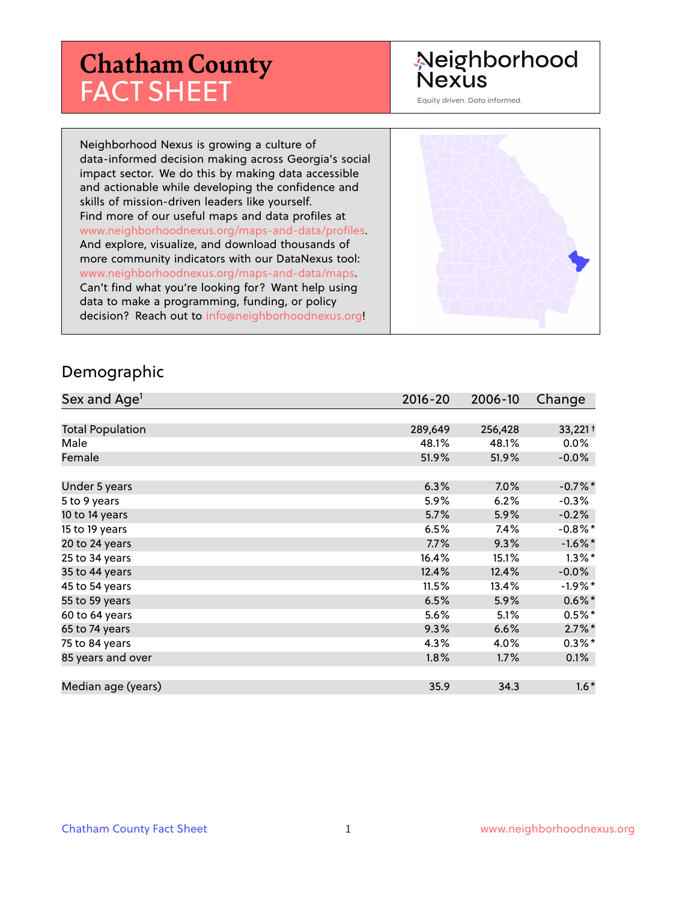# Chatham County FACT SHEET

Neighborhood Nexus

Equity driven. Data informed.

Neighborhood Nexus is growing a culture of data-informed decision making across Georgia's social impact sector. We do this by making data accessible and actionable while developing the confidence and skills of mission-driven leaders like yourself. Find more of our useful maps and data profiles at www.neighborhoodnexus.org/maps-and-data/profiles. And explore, visualize, and download thousands of more community indicators with our DataNexus tool: www.neighborhoodnexus.org/maps-and-data/maps. Can't find what you're looking for? Want help using data to make a programming, funding, or policy decision? Reach out to info@neighborhoodnexus.org!

## Demographic

| Sex and Age[1] | 2016-20 | 2006-10 | Change |
|---|---|---|---|
| Total Population | 289,649 | 256,428 | 33,221† |
| Male | 48.1% | 48.1% | 0.0% |
| Female | 51.9% | 51.9% | -0.0% |
| | | | |
| Under 5 years | 6.3% | 7.0% | -0.7%* |
| 5 to 9 years | 5.9% | 6.2% | -0.3% |
| 10 to 14 years | 5.7% | 5.9% | -0.2% |
| 15 to 19 years | 6.5% | 7.4% | -0.8%* |
| 20 to 24 years | 7.7% | 9.3% | -1.6%* |
| 25 to 34 years | 16.4% | 15.1% | 1.3%* |
| 35 to 44 years | 12.4% | 12.4% | -0.0% |
| 45 to 54 years | 11.5% | 13.4% | -1.9%* |
| 55 to 59 years | 6.5% | 5.9% | 0.6%* |
| 60 to 64 years | 5.6% | 5.1% | 0.5%* |
| 65 to 74 years | 9.3% | 6.6% | 2.7%* |
| 75 to 84 years | 4.3% | 4.0% | 0.3%* |
| 85 years and over | 1.8% | 1.7% | 0.1% |
| | | | |
| Median age (years) | 35.9 | 34.3 | 1.6* |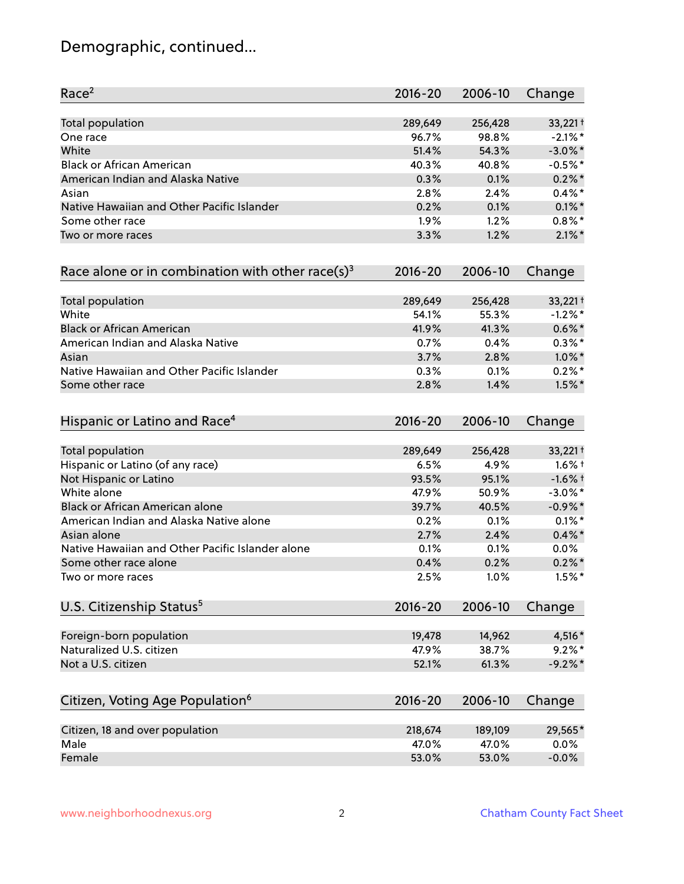# Demographic, continued...

| Race[2] | 2016-20 | 2006-10 | Change |
|---|---|---|---|
| Total population | 289,649 | 256,428 | 33,221† |
| One race | 96.7% | 98.8% | -2.1%* |
| White | 51.4% | 54.3% | -3.0%* |
| Black or African American | 40.3% | 40.8% | -0.5%* |
| American Indian and Alaska Native | 0.3% | 0.1% | 0.2%* |
| Asian | 2.8% | 2.4% | 0.4%* |
| Native Hawaiian and Other Pacific Islander | 0.2% | 0.1% | 0.1%* |
| Some other race | 1.9% | 1.2% | 0.8%* |
| Two or more races | 3.3% | 1.2% | 2.1%* |

| Race alone or in combination with other race(s)[3] | 2016-20 | 2006-10 | Change |
|---|---|---|---|
| Total population | 289,649 | 256,428 | 33,221† |
| White | 54.1% | 55.3% | -1.2%* |
| Black or African American | 41.9% | 41.3% | 0.6%* |
| American Indian and Alaska Native | 0.7% | 0.4% | 0.3%* |
| Asian | 3.7% | 2.8% | 1.0%* |
| Native Hawaiian and Other Pacific Islander | 0.3% | 0.1% | 0.2%* |
| Some other race | 2.8% | 1.4% | 1.5%* |

| Hispanic or Latino and Race[4] | 2016-20 | 2006-10 | Change |
|---|---|---|---|
| Total population | 289,649 | 256,428 | 33,221† |
| Hispanic or Latino (of any race) | 6.5% | 4.9% | 1.6%† |
| Not Hispanic or Latino | 93.5% | 95.1% | -1.6%† |
| White alone | 47.9% | 50.9% | -3.0%* |
| Black or African American alone | 39.7% | 40.5% | -0.9%* |
| American Indian and Alaska Native alone | 0.2% | 0.1% | 0.1%* |
| Asian alone | 2.7% | 2.4% | 0.4%* |
| Native Hawaiian and Other Pacific Islander alone | 0.1% | 0.1% | 0.0% |
| Some other race alone | 0.4% | 0.2% | 0.2%* |
| Two or more races | 2.5% | 1.0% | 1.5%* |

| U.S. Citizenship Status[5] | 2016-20 | 2006-10 | Change |
|---|---|---|---|
| Foreign-born population | 19,478 | 14,962 | 4,516* |
| Naturalized U.S. citizen | 47.9% | 38.7% | 9.2%* |
| Not a U.S. citizen | 52.1% | 61.3% | -9.2%* |

| Citizen, Voting Age Population[6] | 2016-20 | 2006-10 | Change |
|---|---|---|---|
| Citizen, 18 and over population | 218,674 | 189,109 | 29,565* |
| Male | 47.0% | 47.0% | 0.0% |
| Female | 53.0% | 53.0% | -0.0% |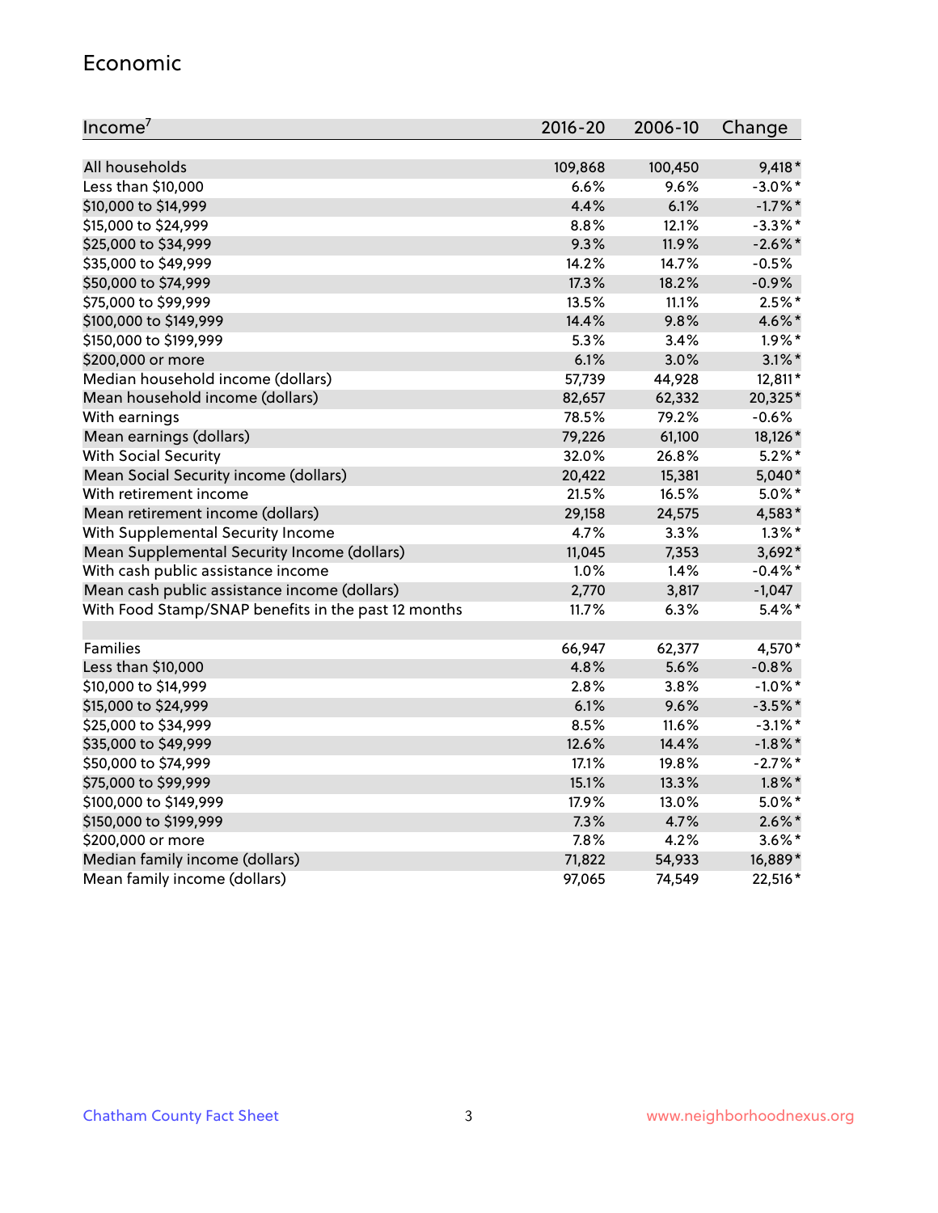## Economic

| Income[7] | 2016-20 | 2006-10 | Change |
| --- | --- | --- | --- |
| All households | 109,868 | 100,450 | 9,418* |
| Less than $10,000 | 6.6% | 9.6% | -3.0%* |
| $10,000 to $14,999 | 4.4% | 6.1% | -1.7%* |
| $15,000 to $24,999 | 8.8% | 12.1% | -3.3%* |
| $25,000 to $34,999 | 9.3% | 11.9% | -2.6%* |
| $35,000 to $49,999 | 14.2% | 14.7% | -0.5% |
| $50,000 to $74,999 | 17.3% | 18.2% | -0.9% |
| $75,000 to $99,999 | 13.5% | 11.1% | 2.5%* |
| $100,000 to $149,999 | 14.4% | 9.8% | 4.6%* |
| $150,000 to $199,999 | 5.3% | 3.4% | 1.9%* |
| $200,000 or more | 6.1% | 3.0% | 3.1%* |
| Median household income (dollars) | 57,739 | 44,928 | 12,811* |
| Mean household income (dollars) | 82,657 | 62,332 | 20,325* |
| With earnings | 78.5% | 79.2% | -0.6% |
| Mean earnings (dollars) | 79,226 | 61,100 | 18,126* |
| With Social Security | 32.0% | 26.8% | 5.2%* |
| Mean Social Security income (dollars) | 20,422 | 15,381 | 5,040* |
| With retirement income | 21.5% | 16.5% | 5.0%* |
| Mean retirement income (dollars) | 29,158 | 24,575 | 4,583* |
| With Supplemental Security Income | 4.7% | 3.3% | 1.3%* |
| Mean Supplemental Security Income (dollars) | 11,045 | 7,353 | 3,692* |
| With cash public assistance income | 1.0% | 1.4% | -0.4%* |
| Mean cash public assistance income (dollars) | 2,770 | 3,817 | -1,047 |
| With Food Stamp/SNAP benefits in the past 12 months | 11.7% | 6.3% | 5.4%* |
| | | | |
| Families | 66,947 | 62,377 | 4,570* |
| Less than $10,000 | 4.8% | 5.6% | -0.8% |
| $10,000 to $14,999 | 2.8% | 3.8% | -1.0%* |
| $15,000 to $24,999 | 6.1% | 9.6% | -3.5%* |
| $25,000 to $34,999 | 8.5% | 11.6% | -3.1%* |
| $35,000 to $49,999 | 12.6% | 14.4% | -1.8%* |
| $50,000 to $74,999 | 17.1% | 19.8% | -2.7%* |
| $75,000 to $99,999 | 15.1% | 13.3% | 1.8%* |
| $100,000 to $149,999 | 17.9% | 13.0% | 5.0%* |
| $150,000 to $199,999 | 7.3% | 4.7% | 2.6%* |
| $200,000 or more | 7.8% | 4.2% | 3.6%* |
| Median family income (dollars) | 71,822 | 54,933 | 16,889* |
| Mean family income (dollars) | 97,065 | 74,549 | 22,516* |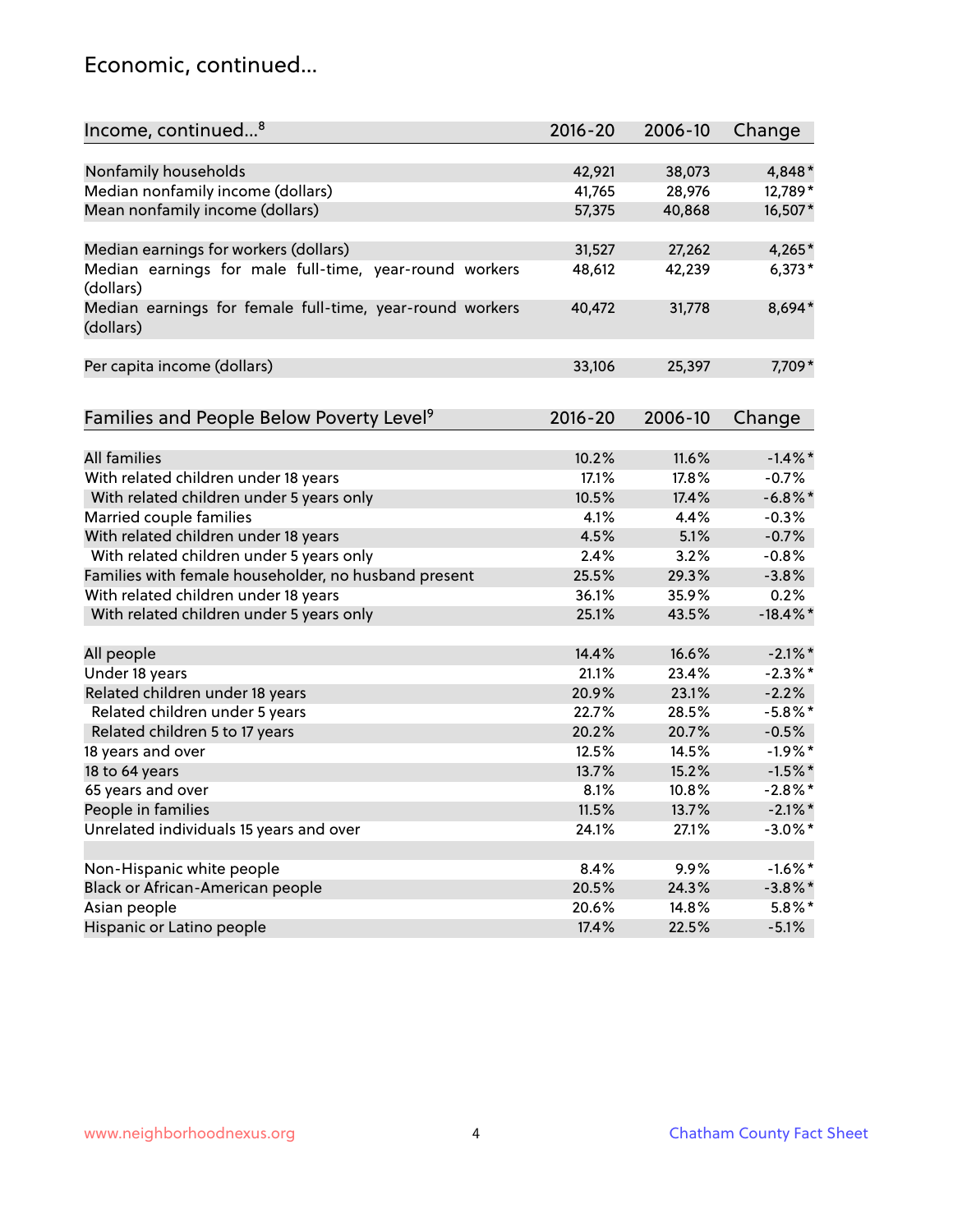## Economic, continued...

| Income, continued...[8] | 2016-20 | 2006-10 | Change |
|---|---|---|---|
| Nonfamily households | 42,921 | 38,073 | 4,848* |
| Median nonfamily income (dollars) | 41,765 | 28,976 | 12,789* |
| Mean nonfamily income (dollars) | 57,375 | 40,868 | 16,507* |
| Median earnings for workers (dollars) | 31,527 | 27,262 | 4,265* |
| Median earnings for male full-time, year-round workers (dollars) | 48,612 | 42,239 | 6,373* |
| Median earnings for female full-time, year-round workers (dollars) | 40,472 | 31,778 | 8,694* |
| Per capita income (dollars) | 33,106 | 25,397 | 7,709* |

| Families and People Below Poverty Level[9] | 2016-20 | 2006-10 | Change |
|---|---|---|---|
| All families | 10.2% | 11.6% | -1.4%* |
| With related children under 18 years | 17.1% | 17.8% | -0.7% |
| With related children under 5 years only | 10.5% | 17.4% | -6.8%* |
| Married couple families | 4.1% | 4.4% | -0.3% |
| With related children under 18 years | 4.5% | 5.1% | -0.7% |
| With related children under 5 years only | 2.4% | 3.2% | -0.8% |
| Families with female householder, no husband present | 25.5% | 29.3% | -3.8% |
| With related children under 18 years | 36.1% | 35.9% | 0.2% |
| With related children under 5 years only | 25.1% | 43.5% | -18.4%* |
| All people | 14.4% | 16.6% | -2.1%* |
| Under 18 years | 21.1% | 23.4% | -2.3%* |
| Related children under 18 years | 20.9% | 23.1% | -2.2% |
| Related children under 5 years | 22.7% | 28.5% | -5.8%* |
| Related children 5 to 17 years | 20.2% | 20.7% | -0.5% |
| 18 years and over | 12.5% | 14.5% | -1.9%* |
| 18 to 64 years | 13.7% | 15.2% | -1.5%* |
| 65 years and over | 8.1% | 10.8% | -2.8%* |
| People in families | 11.5% | 13.7% | -2.1%* |
| Unrelated individuals 15 years and over | 24.1% | 27.1% | -3.0%* |
| Non-Hispanic white people | 8.4% | 9.9% | -1.6%* |
| Black or African-American people | 20.5% | 24.3% | -3.8%* |
| Asian people | 20.6% | 14.8% | 5.8%* |
| Hispanic or Latino people | 17.4% | 22.5% | -5.1% |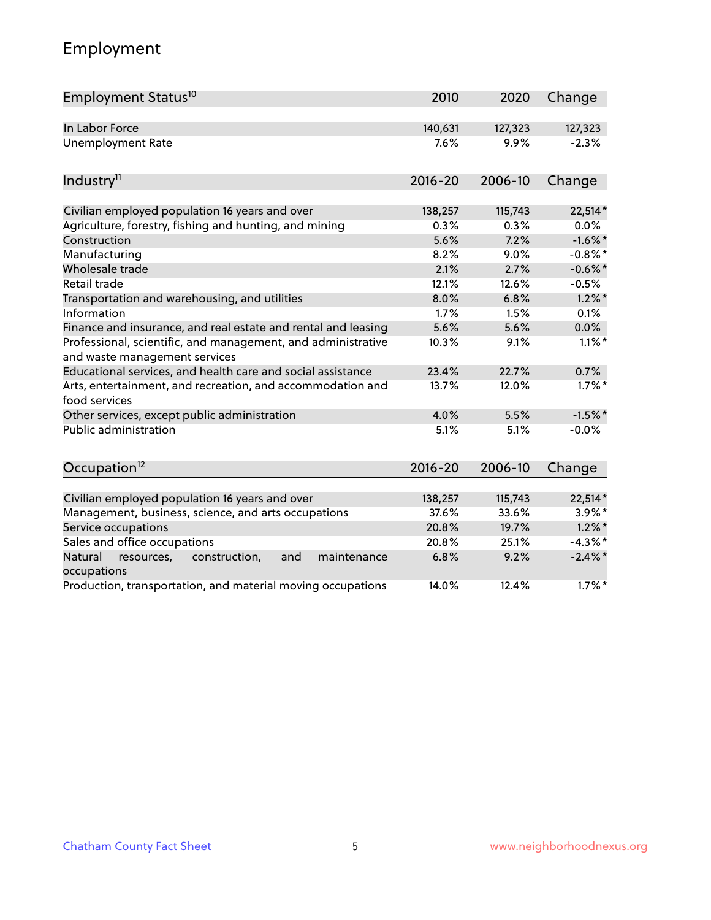# Employment

| Employment Status[10] | 2010 | 2020 | Change |
|---|---|---|---|
| In Labor Force | 140,631 | 127,323 | 127,323 |
| Unemployment Rate | 7.6% | 9.9% | -2.3% |

| Industry[11] | 2016-20 | 2006-10 | Change |
|---|---|---|---|
| Civilian employed population 16 years and over | 138,257 | 115,743 | 22,514* |
| Agriculture, forestry, fishing and hunting, and mining | 0.3% | 0.3% | 0.0% |
| Construction | 5.6% | 7.2% | -1.6%* |
| Manufacturing | 8.2% | 9.0% | -0.8%* |
| Wholesale trade | 2.1% | 2.7% | -0.6%* |
| Retail trade | 12.1% | 12.6% | -0.5% |
| Transportation and warehousing, and utilities | 8.0% | 6.8% | 1.2%* |
| Information | 1.7% | 1.5% | 0.1% |
| Finance and insurance, and real estate and rental and leasing | 5.6% | 5.6% | 0.0% |
| Professional, scientific, and management, and administrative and waste management services | 10.3% | 9.1% | 1.1%* |
| Educational services, and health care and social assistance | 23.4% | 22.7% | 0.7% |
| Arts, entertainment, and recreation, and accommodation and food services | 13.7% | 12.0% | 1.7%* |
| Other services, except public administration | 4.0% | 5.5% | -1.5%* |
| Public administration | 5.1% | 5.1% | -0.0% |

| Occupation[12] | 2016-20 | 2006-10 | Change |
|---|---|---|---|
| Civilian employed population 16 years and over | 138,257 | 115,743 | 22,514* |
| Management, business, science, and arts occupations | 37.6% | 33.6% | 3.9%* |
| Service occupations | 20.8% | 19.7% | 1.2%* |
| Sales and office occupations | 20.8% | 25.1% | -4.3%* |
| Natural resources, construction, and maintenance occupations | 6.8% | 9.2% | -2.4%* |
| Production, transportation, and material moving occupations | 14.0% | 12.4% | 1.7%* |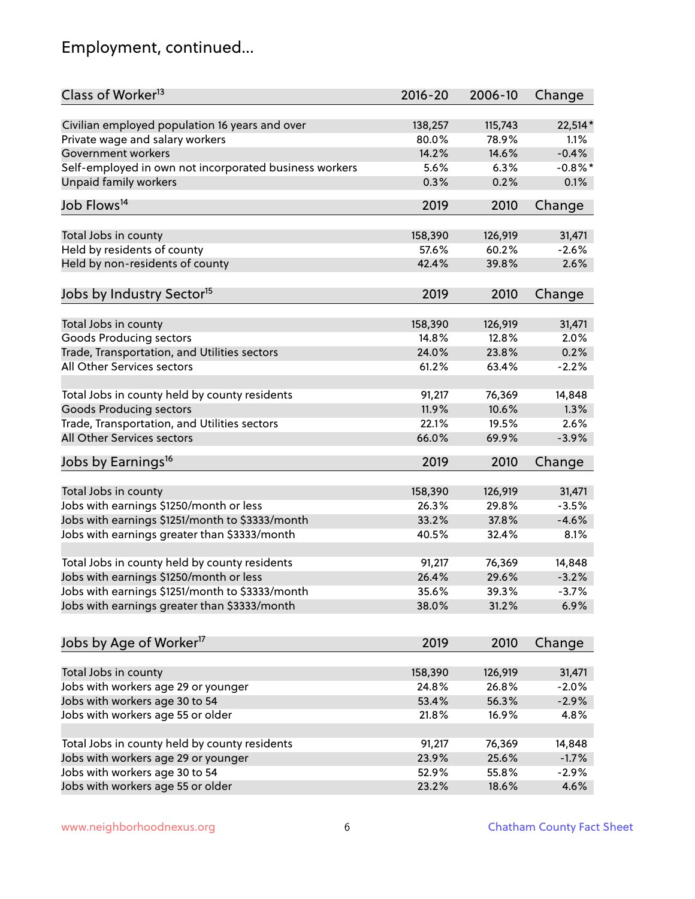# Employment, continued...

| Class of Worker[13] | 2016-20 | 2006-10 | Change |
|---|---|---|---|
| Civilian employed population 16 years and over | 138,257 | 115,743 | 22,514* |
| Private wage and salary workers | 80.0% | 78.9% | 1.1% |
| Government workers | 14.2% | 14.6% | -0.4% |
| Self-employed in own not incorporated business workers | 5.6% | 6.3% | -0.8%* |
| Unpaid family workers | 0.3% | 0.2% | 0.1% |

| Job Flows[14] | 2019 | 2010 | Change |
|---|---|---|---|
| Total Jobs in county | 158,390 | 126,919 | 31,471 |
| Held by residents of county | 57.6% | 60.2% | -2.6% |
| Held by non-residents of county | 42.4% | 39.8% | 2.6% |

| Jobs by Industry Sector[15] | 2019 | 2010 | Change |
|---|---|---|---|
| Total Jobs in county | 158,390 | 126,919 | 31,471 |
| Goods Producing sectors | 14.8% | 12.8% | 2.0% |
| Trade, Transportation, and Utilities sectors | 24.0% | 23.8% | 0.2% |
| All Other Services sectors | 61.2% | 63.4% | -2.2% |
| | | | |
| Total Jobs in county held by county residents | 91,217 | 76,369 | 14,848 |
| Goods Producing sectors | 11.9% | 10.6% | 1.3% |
| Trade, Transportation, and Utilities sectors | 22.1% | 19.5% | 2.6% |
| All Other Services sectors | 66.0% | 69.9% | -3.9% |

| Jobs by Earnings[16] | 2019 | 2010 | Change |
|---|---|---|---|
| Total Jobs in county | 158,390 | 126,919 | 31,471 |
| Jobs with earnings $1250/month or less | 26.3% | 29.8% | -3.5% |
| Jobs with earnings $1251/month to $3333/month | 33.2% | 37.8% | -4.6% |
| Jobs with earnings greater than $3333/month | 40.5% | 32.4% | 8.1% |
| | | | |
| Total Jobs in county held by county residents | 91,217 | 76,369 | 14,848 |
| Jobs with earnings $1250/month or less | 26.4% | 29.6% | -3.2% |
| Jobs with earnings $1251/month to $3333/month | 35.6% | 39.3% | -3.7% |
| Jobs with earnings greater than $3333/month | 38.0% | 31.2% | 6.9% |

| Jobs by Age of Worker[17] | 2019 | 2010 | Change |
|---|---|---|---|
| Total Jobs in county | 158,390 | 126,919 | 31,471 |
| Jobs with workers age 29 or younger | 24.8% | 26.8% | -2.0% |
| Jobs with workers age 30 to 54 | 53.4% | 56.3% | -2.9% |
| Jobs with workers age 55 or older | 21.8% | 16.9% | 4.8% |
| | | | |
| Total Jobs in county held by county residents | 91,217 | 76,369 | 14,848 |
| Jobs with workers age 29 or younger | 23.9% | 25.6% | -1.7% |
| Jobs with workers age 30 to 54 | 52.9% | 55.8% | -2.9% |
| Jobs with workers age 55 or older | 23.2% | 18.6% | 4.6% |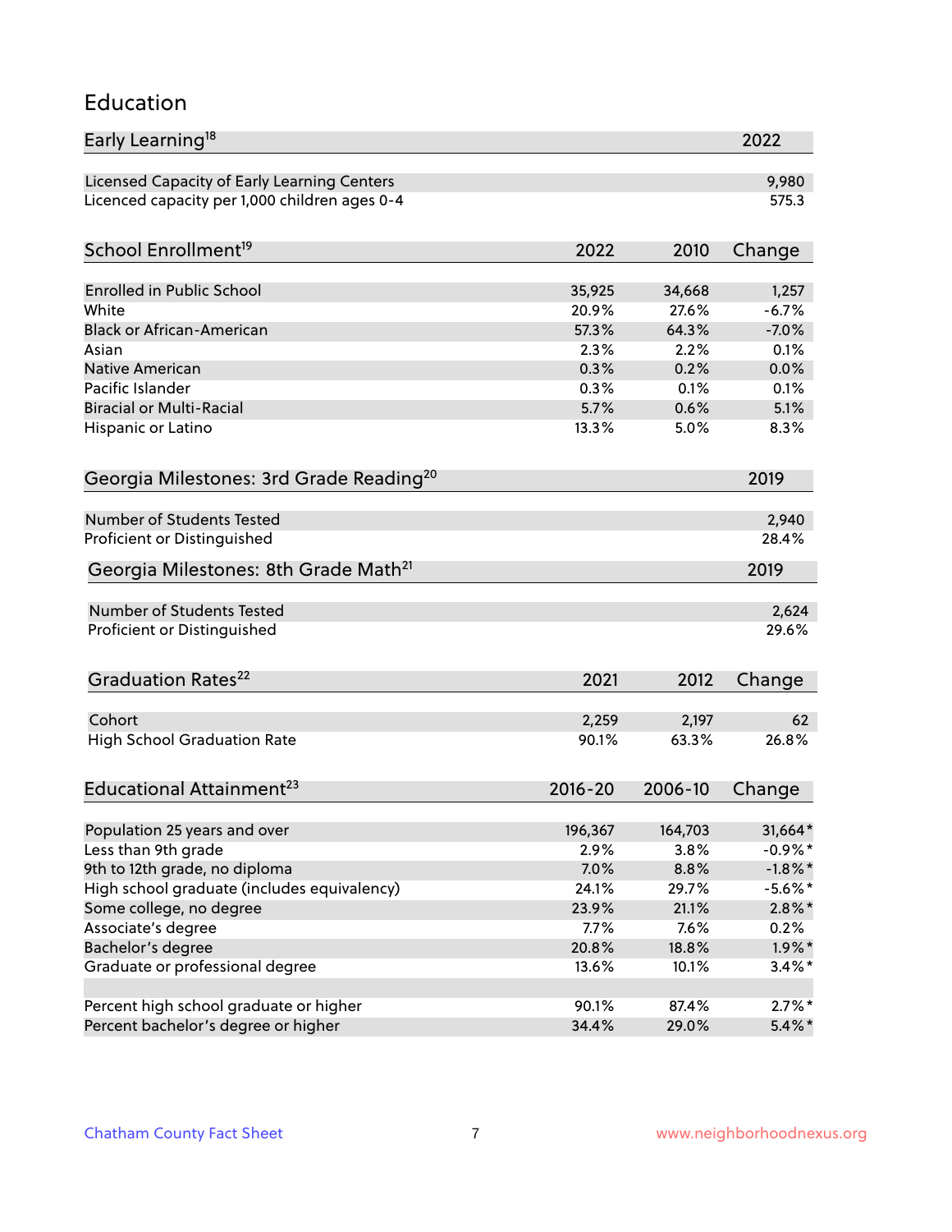## Education

| Early Learning[18] | 2022 |
|---|---|
| Licensed Capacity of Early Learning Centers | 9,980 |
| Licenced capacity per 1,000 children ages 0-4 | 575.3 |

| School Enrollment[19] | 2022 | 2010 | Change |
|---|---|---|---|
| Enrolled in Public School | 35,925 | 34,668 | 1,257 |
| White | 20.9% | 27.6% | -6.7% |
| Black or African-American | 57.3% | 64.3% | -7.0% |
| Asian | 2.3% | 2.2% | 0.1% |
| Native American | 0.3% | 0.2% | 0.0% |
| Pacific Islander | 0.3% | 0.1% | 0.1% |
| Biracial or Multi-Racial | 5.7% | 0.6% | 5.1% |
| Hispanic or Latino | 13.3% | 5.0% | 8.3% |

| Georgia Milestones: 3rd Grade Reading[20] | 2019 |
|---|---|
| Number of Students Tested | 2,940 |
| Proficient or Distinguished | 28.4% |

| Georgia Milestones: 8th Grade Math[21] | 2019 |
|---|---|
| Number of Students Tested | 2,624 |
| Proficient or Distinguished | 29.6% |

| Graduation Rates[22] | 2021 | 2012 | Change |
|---|---|---|---|
| Cohort | 2,259 | 2,197 | 62 |
| High School Graduation Rate | 90.1% | 63.3% | 26.8% |

| Educational Attainment[23] | 2016-20 | 2006-10 | Change |
|---|---|---|---|
| Population 25 years and over | 196,367 | 164,703 | 31,664* |
| Less than 9th grade | 2.9% | 3.8% | -0.9%* |
| 9th to 12th grade, no diploma | 7.0% | 8.8% | -1.8%* |
| High school graduate (includes equivalency) | 24.1% | 29.7% | -5.6%* |
| Some college, no degree | 23.9% | 21.1% | 2.8%* |
| Associate's degree | 7.7% | 7.6% | 0.2% |
| Bachelor's degree | 20.8% | 18.8% | 1.9%* |
| Graduate or professional degree | 13.6% | 10.1% | 3.4%* |
| | | | |
| Percent high school graduate or higher | 90.1% | 87.4% | 2.7%* |
| Percent bachelor's degree or higher | 34.4% | 29.0% | 5.4%* |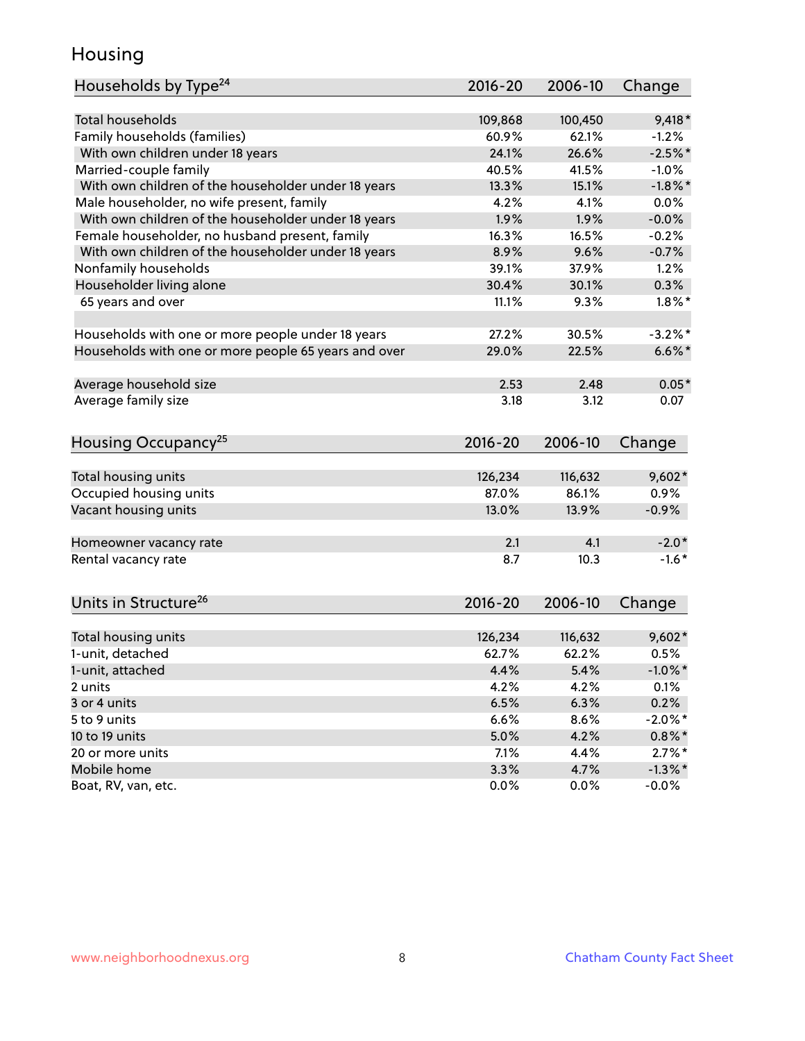# Housing

| Households by Type[24] | 2016-20 | 2006-10 | Change |
|---|---|---|---|
| Total households | 109,868 | 100,450 | 9,418* |
| Family households (families) | 60.9% | 62.1% | -1.2% |
| With own children under 18 years | 24.1% | 26.6% | -2.5%* |
| Married-couple family | 40.5% | 41.5% | -1.0% |
| With own children of the householder under 18 years | 13.3% | 15.1% | -1.8%* |
| Male householder, no wife present, family | 4.2% | 4.1% | 0.0% |
| With own children of the householder under 18 years | 1.9% | 1.9% | -0.0% |
| Female householder, no husband present, family | 16.3% | 16.5% | -0.2% |
| With own children of the householder under 18 years | 8.9% | 9.6% | -0.7% |
| Nonfamily households | 39.1% | 37.9% | 1.2% |
| Householder living alone | 30.4% | 30.1% | 0.3% |
| 65 years and over | 11.1% | 9.3% | 1.8%* |
| | | | |
| Households with one or more people under 18 years | 27.2% | 30.5% | -3.2%* |
| Households with one or more people 65 years and over | 29.0% | 22.5% | 6.6%* |
| | | | |
| Average household size | 2.53 | 2.48 | 0.05* |
| Average family size | 3.18 | 3.12 | 0.07 |

| Housing Occupancy[25] | 2016-20 | 2006-10 | Change |
|---|---|---|---|
| Total housing units | 126,234 | 116,632 | 9,602* |
| Occupied housing units | 87.0% | 86.1% | 0.9% |
| Vacant housing units | 13.0% | 13.9% | -0.9% |
| | | | |
| Homeowner vacancy rate | 2.1 | 4.1 | -2.0* |
| Rental vacancy rate | 8.7 | 10.3 | -1.6* |

| Units in Structure[26] | 2016-20 | 2006-10 | Change |
|---|---|---|---|
| Total housing units | 126,234 | 116,632 | 9,602* |
| 1-unit, detached | 62.7% | 62.2% | 0.5% |
| 1-unit, attached | 4.4% | 5.4% | -1.0%* |
| 2 units | 4.2% | 4.2% | 0.1% |
| 3 or 4 units | 6.5% | 6.3% | 0.2% |
| 5 to 9 units | 6.6% | 8.6% | -2.0%* |
| 10 to 19 units | 5.0% | 4.2% | 0.8%* |
| 20 or more units | 7.1% | 4.4% | 2.7%* |
| Mobile home | 3.3% | 4.7% | -1.3%* |
| Boat, RV, van, etc. | 0.0% | 0.0% | -0.0% |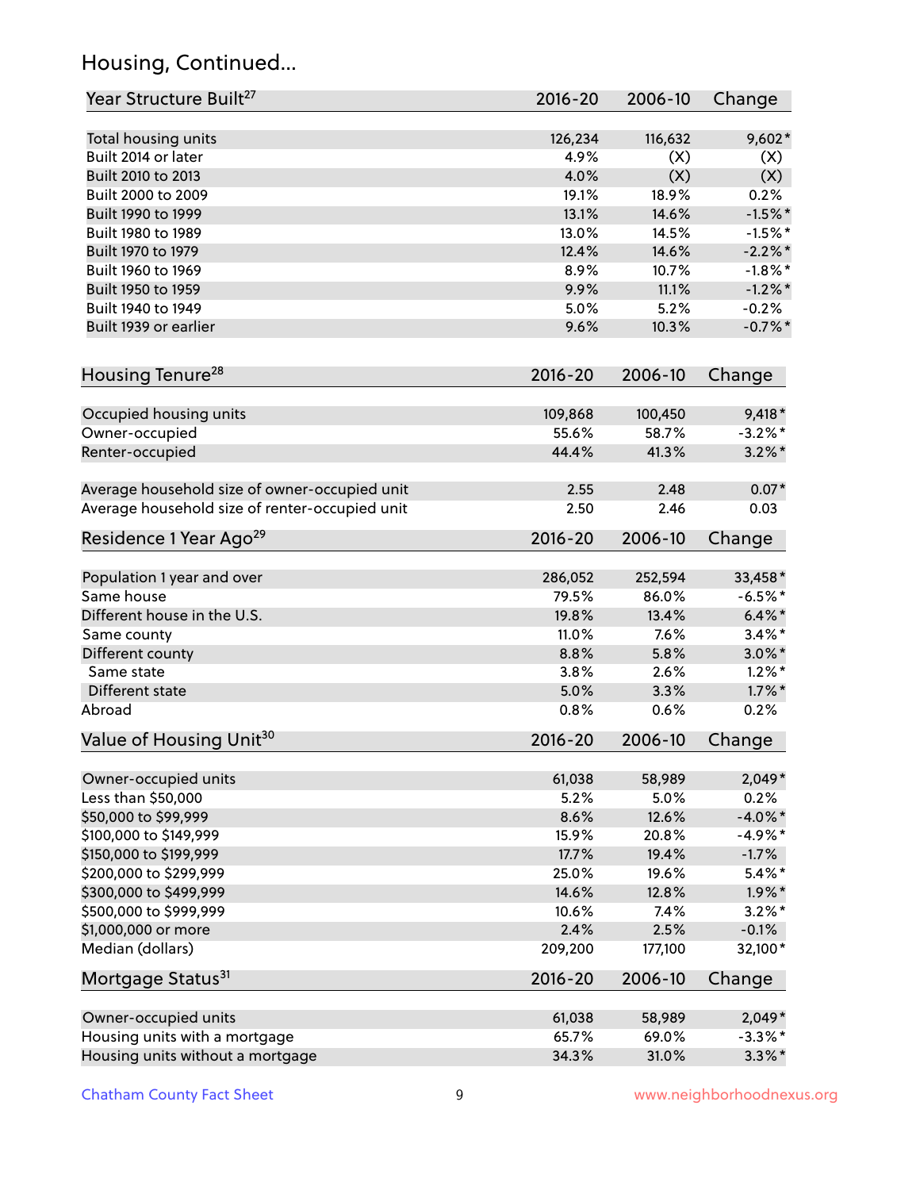## Housing, Continued...

| Year Structure Built[27] | 2016-20 | 2006-10 | Change |
|---|---|---|---|
| Total housing units | 126,234 | 116,632 | 9,602* |
| Built 2014 or later | 4.9% | (X) | (X) |
| Built 2010 to 2013 | 4.0% | (X) | (X) |
| Built 2000 to 2009 | 19.1% | 18.9% | 0.2% |
| Built 1990 to 1999 | 13.1% | 14.6% | -1.5%* |
| Built 1980 to 1989 | 13.0% | 14.5% | -1.5%* |
| Built 1970 to 1979 | 12.4% | 14.6% | -2.2%* |
| Built 1960 to 1969 | 8.9% | 10.7% | -1.8%* |
| Built 1950 to 1959 | 9.9% | 11.1% | -1.2%* |
| Built 1940 to 1949 | 5.0% | 5.2% | -0.2% |
| Built 1939 or earlier | 9.6% | 10.3% | -0.7%* |

| Housing Tenure[28] | 2016-20 | 2006-10 | Change |
|---|---|---|---|
| Occupied housing units | 109,868 | 100,450 | 9,418* |
| Owner-occupied | 55.6% | 58.7% | -3.2%* |
| Renter-occupied | 44.4% | 41.3% | 3.2%* |
| Average household size of owner-occupied unit | 2.55 | 2.48 | 0.07* |
| Average household size of renter-occupied unit | 2.50 | 2.46 | 0.03 |

| Residence 1 Year Ago[29] | 2016-20 | 2006-10 | Change |
|---|---|---|---|
| Population 1 year and over | 286,052 | 252,594 | 33,458* |
| Same house | 79.5% | 86.0% | -6.5%* |
| Different house in the U.S. | 19.8% | 13.4% | 6.4%* |
| Same county | 11.0% | 7.6% | 3.4%* |
| Different county | 8.8% | 5.8% | 3.0%* |
| Same state | 3.8% | 2.6% | 1.2%* |
| Different state | 5.0% | 3.3% | 1.7%* |
| Abroad | 0.8% | 0.6% | 0.2% |

| Value of Housing Unit[30] | 2016-20 | 2006-10 | Change |
|---|---|---|---|
| Owner-occupied units | 61,038 | 58,989 | 2,049* |
| Less than $50,000 | 5.2% | 5.0% | 0.2% |
| $50,000 to $99,999 | 8.6% | 12.6% | -4.0%* |
| $100,000 to $149,999 | 15.9% | 20.8% | -4.9%* |
| $150,000 to $199,999 | 17.7% | 19.4% | -1.7% |
| $200,000 to $299,999 | 25.0% | 19.6% | 5.4%* |
| $300,000 to $499,999 | 14.6% | 12.8% | 1.9%* |
| $500,000 to $999,999 | 10.6% | 7.4% | 3.2%* |
| $1,000,000 or more | 2.4% | 2.5% | -0.1% |
| Median (dollars) | 209,200 | 177,100 | 32,100* |

| Mortgage Status[31] | 2016-20 | 2006-10 | Change |
|---|---|---|---|
| Owner-occupied units | 61,038 | 58,989 | 2,049* |
| Housing units with a mortgage | 65.7% | 69.0% | -3.3%* |
| Housing units without a mortgage | 34.3% | 31.0% | 3.3%* |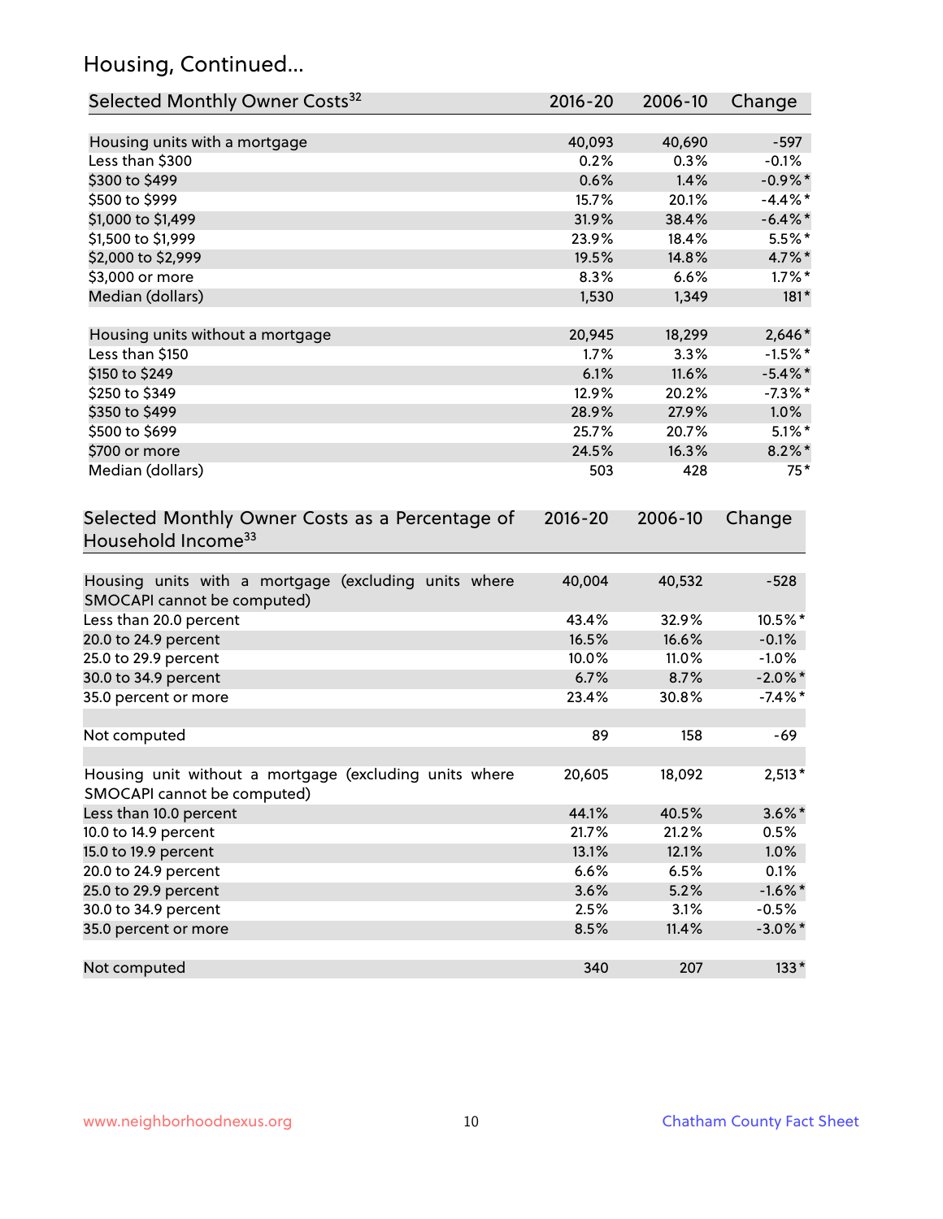## Housing, Continued...

| Selected Monthly Owner Costs[32] | 2016-20 | 2006-10 | Change |
|---|---|---|---|
| Housing units with a mortgage | 40,093 | 40,690 | -597 |
| Less than $300 | 0.2% | 0.3% | -0.1% |
| $300 to $499 | 0.6% | 1.4% | -0.9%* |
| $500 to $999 | 15.7% | 20.1% | -4.4%* |
| $1,000 to $1,499 | 31.9% | 38.4% | -6.4%* |
| $1,500 to $1,999 | 23.9% | 18.4% | 5.5%* |
| $2,000 to $2,999 | 19.5% | 14.8% | 4.7%* |
| $3,000 or more | 8.3% | 6.6% | 1.7%* |
| Median (dollars) | 1,530 | 1,349 | 181* |
| Housing units without a mortgage | 20,945 | 18,299 | 2,646* |
| Less than $150 | 1.7% | 3.3% | -1.5%* |
| $150 to $249 | 6.1% | 11.6% | -5.4%* |
| $250 to $349 | 12.9% | 20.2% | -7.3%* |
| $350 to $499 | 28.9% | 27.9% | 1.0% |
| $500 to $699 | 25.7% | 20.7% | 5.1%* |
| $700 or more | 24.5% | 16.3% | 8.2%* |
| Median (dollars) | 503 | 428 | 75* |

| Selected Monthly Owner Costs as a Percentage of Household Income[33] | 2016-20 | 2006-10 | Change |
|---|---|---|---|
| Housing units with a mortgage (excluding units where SMOCAPI cannot be computed) | 40,004 | 40,532 | -528 |
| Less than 20.0 percent | 43.4% | 32.9% | 10.5%* |
| 20.0 to 24.9 percent | 16.5% | 16.6% | -0.1% |
| 25.0 to 29.9 percent | 10.0% | 11.0% | -1.0% |
| 30.0 to 34.9 percent | 6.7% | 8.7% | -2.0%* |
| 35.0 percent or more | 23.4% | 30.8% | -7.4%* |
| Not computed | 89 | 158 | -69 |
| Housing unit without a mortgage (excluding units where SMOCAPI cannot be computed) | 20,605 | 18,092 | 2,513* |
| Less than 10.0 percent | 44.1% | 40.5% | 3.6%* |
| 10.0 to 14.9 percent | 21.7% | 21.2% | 0.5% |
| 15.0 to 19.9 percent | 13.1% | 12.1% | 1.0% |
| 20.0 to 24.9 percent | 6.6% | 6.5% | 0.1% |
| 25.0 to 29.9 percent | 3.6% | 5.2% | -1.6%* |
| 30.0 to 34.9 percent | 2.5% | 3.1% | -0.5% |
| 35.0 percent or more | 8.5% | 11.4% | -3.0%* |
| Not computed | 340 | 207 | 133* |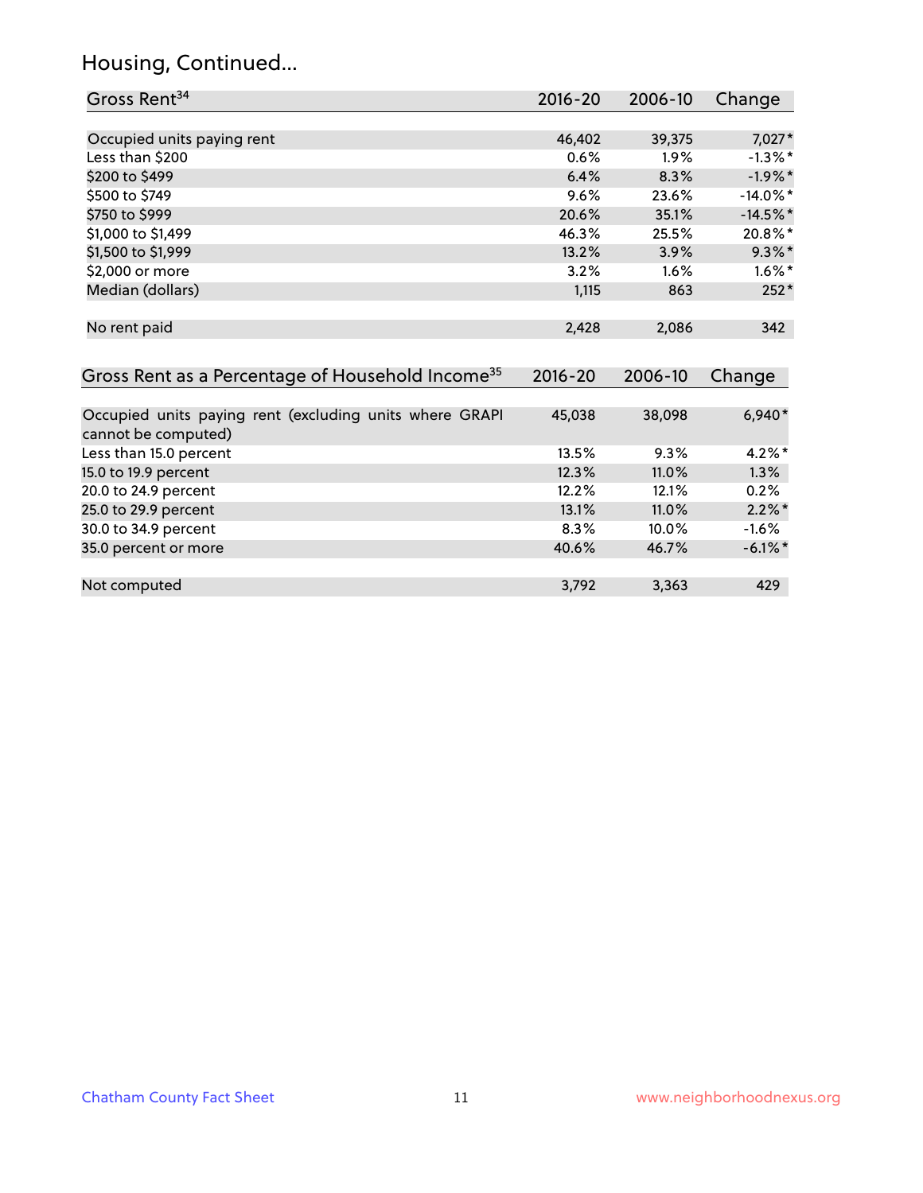## Housing, Continued...

| Gross Rent[34] | 2016-20 | 2006-10 | Change |
|---|---|---|---|
| Occupied units paying rent | 46,402 | 39,375 | 7,027* |
| Less than $200 | 0.6% | 1.9% | -1.3%* |
| $200 to $499 | 6.4% | 8.3% | -1.9%* |
| $500 to $749 | 9.6% | 23.6% | -14.0%* |
| $750 to $999 | 20.6% | 35.1% | -14.5%* |
| $1,000 to $1,499 | 46.3% | 25.5% | 20.8%* |
| $1,500 to $1,999 | 13.2% | 3.9% | 9.3%* |
| $2,000 or more | 3.2% | 1.6% | 1.6%* |
| Median (dollars) | 1,115 | 863 | 252* |
| No rent paid | 2,428 | 2,086 | 342 |

| Gross Rent as a Percentage of Household Income[35] | 2016-20 | 2006-10 | Change |
|---|---|---|---|
| Occupied units paying rent (excluding units where GRAPI cannot be computed) | 45,038 | 38,098 | 6,940* |
| Less than 15.0 percent | 13.5% | 9.3% | 4.2%* |
| 15.0 to 19.9 percent | 12.3% | 11.0% | 1.3% |
| 20.0 to 24.9 percent | 12.2% | 12.1% | 0.2% |
| 25.0 to 29.9 percent | 13.1% | 11.0% | 2.2%* |
| 30.0 to 34.9 percent | 8.3% | 10.0% | -1.6% |
| 35.0 percent or more | 40.6% | 46.7% | -6.1%* |
| Not computed | 3,792 | 3,363 | 429 |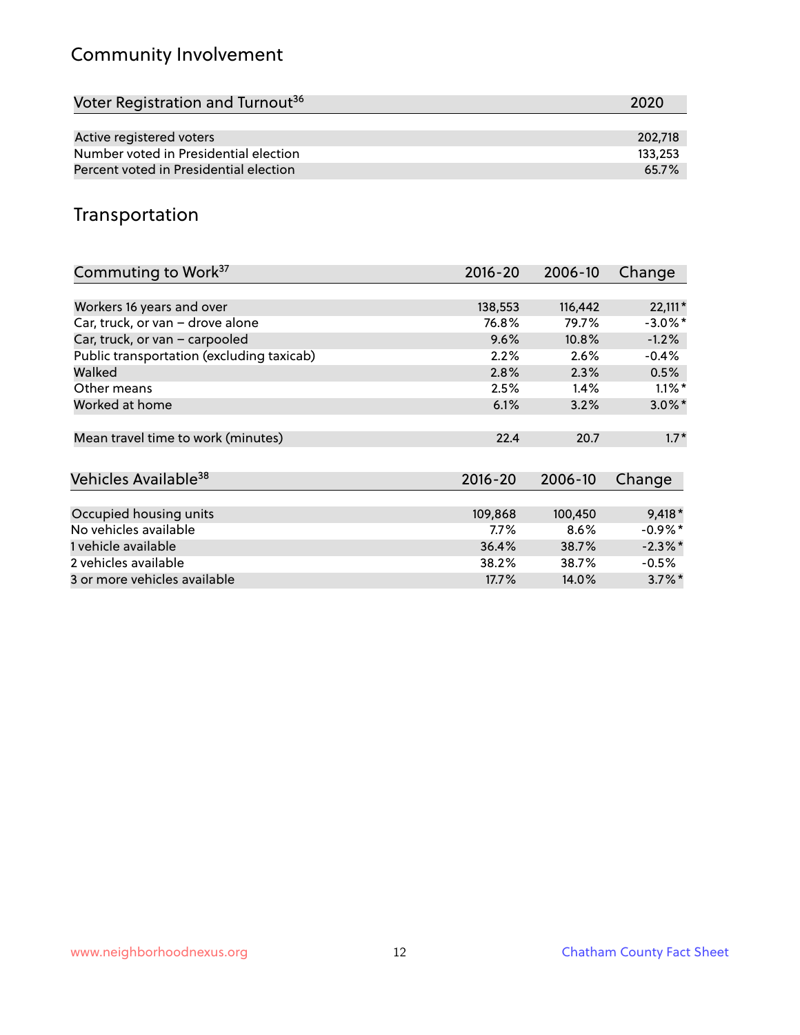## Community Involvement

| Voter Registration and Turnout[36] | 2020 |
|---|---|
| Active registered voters | 202,718 |
| Number voted in Presidential election | 133,253 |
| Percent voted in Presidential election | 65.7% |

## Transportation

| Commuting to Work[37] | 2016-20 | 2006-10 | Change |
|---|---|---|---|
| Workers 16 years and over | 138,553 | 116,442 | 22,111* |
| Car, truck, or van – drove alone | 76.8% | 79.7% | -3.0%* |
| Car, truck, or van – carpooled | 9.6% | 10.8% | -1.2% |
| Public transportation (excluding taxicab) | 2.2% | 2.6% | -0.4% |
| Walked | 2.8% | 2.3% | 0.5% |
| Other means | 2.5% | 1.4% | 1.1%* |
| Worked at home | 6.1% | 3.2% | 3.0%* |
| Mean travel time to work (minutes) | 22.4 | 20.7 | 1.7* |

| Vehicles Available[38] | 2016-20 | 2006-10 | Change |
|---|---|---|---|
| Occupied housing units | 109,868 | 100,450 | 9,418* |
| No vehicles available | 7.7% | 8.6% | -0.9%* |
| 1 vehicle available | 36.4% | 38.7% | -2.3%* |
| 2 vehicles available | 38.2% | 38.7% | -0.5% |
| 3 or more vehicles available | 17.7% | 14.0% | 3.7%* |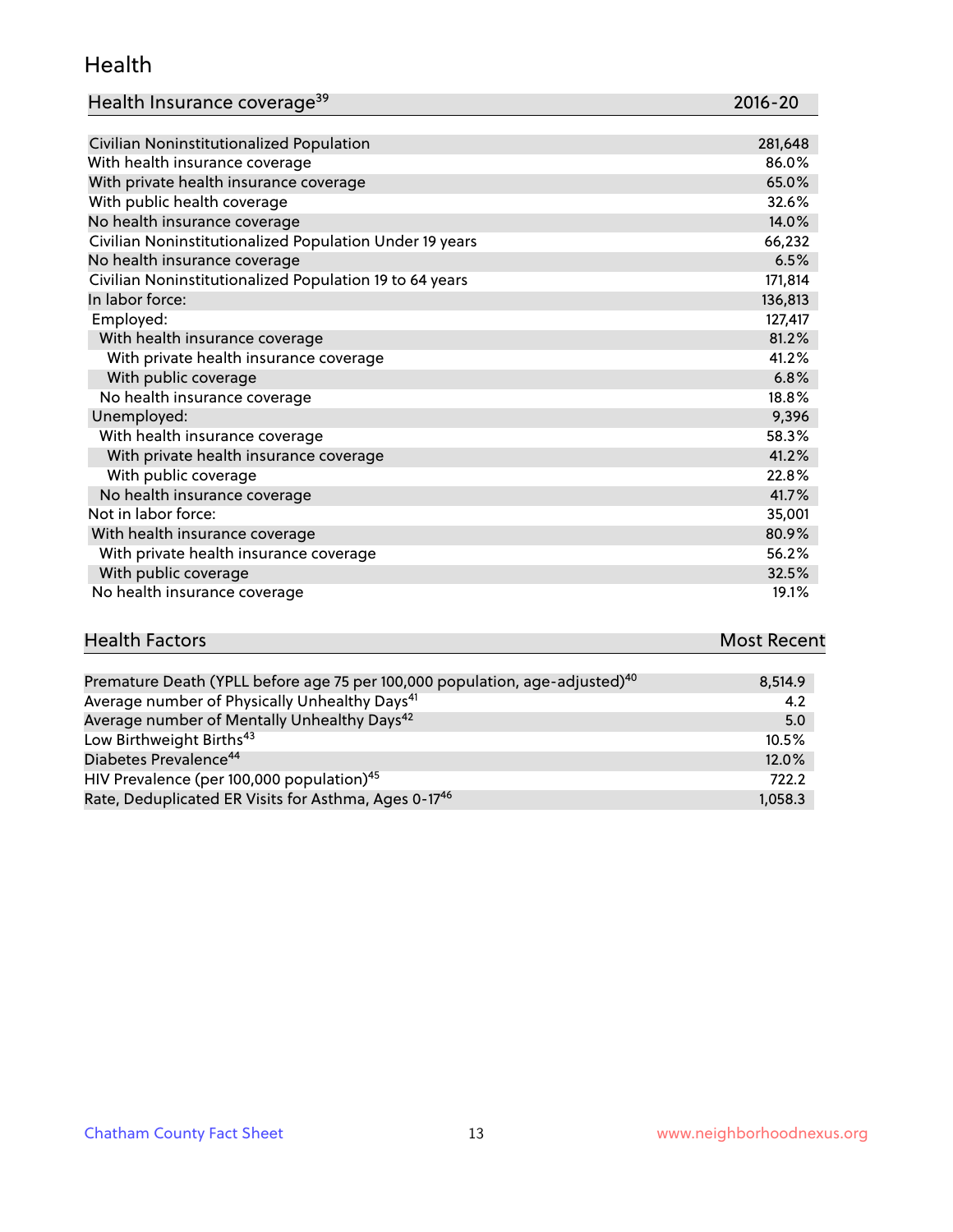## Health

| Health Insurance coverage[39] | 2016-20 |
|---|---|
| Civilian Noninstitutionalized Population | 281,648 |
| With health insurance coverage | 86.0% |
| With private health insurance coverage | 65.0% |
| With public health coverage | 32.6% |
| No health insurance coverage | 14.0% |
| Civilian Noninstitutionalized Population Under 19 years | 66,232 |
| No health insurance coverage | 6.5% |
| Civilian Noninstitutionalized Population 19 to 64 years | 171,814 |
| In labor force: | 136,813 |
| Employed: | 127,417 |
| With health insurance coverage | 81.2% |
| With private health insurance coverage | 41.2% |
| With public coverage | 6.8% |
| No health insurance coverage | 18.8% |
| Unemployed: | 9,396 |
| With health insurance coverage | 58.3% |
| With private health insurance coverage | 41.2% |
| With public coverage | 22.8% |
| No health insurance coverage | 41.7% |
| Not in labor force: | 35,001 |
| With health insurance coverage | 80.9% |
| With private health insurance coverage | 56.2% |
| With public coverage | 32.5% |
| No health insurance coverage | 19.1% |

| Health Factors | Most Recent |
|---|---|
| Premature Death (YPLL before age 75 per 100,000 population, age-adjusted)[40] | 8,514.9 |
| Average number of Physically Unhealthy Days[41] | 4.2 |
| Average number of Mentally Unhealthy Days[42] | 5.0 |
| Low Birthweight Births[43] | 10.5% |
| Diabetes Prevalence[44] | 12.0% |
| HIV Prevalence (per 100,000 population)[45] | 722.2 |
| Rate, Deduplicated ER Visits for Asthma, Ages 0-17[46] | 1,058.3 |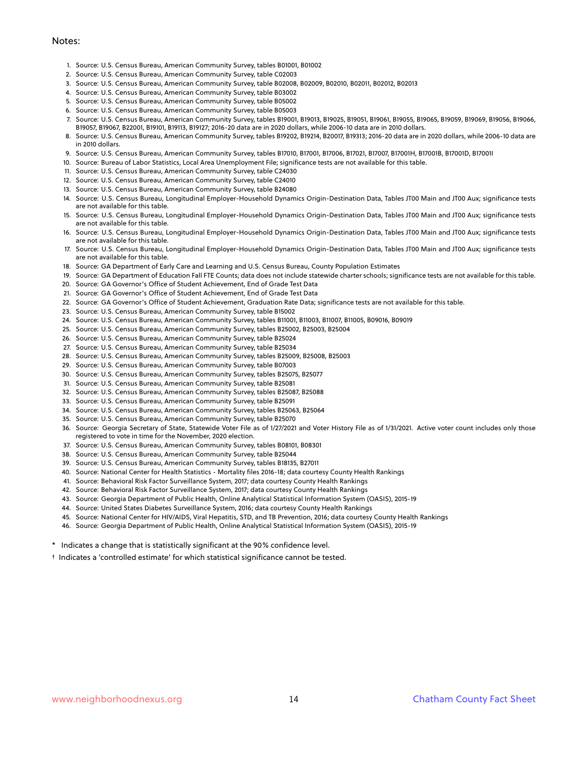Notes:

1. Source: U.S. Census Bureau, American Community Survey, tables B01001, B01002
2. Source: U.S. Census Bureau, American Community Survey, table C02003
3. Source: U.S. Census Bureau, American Community Survey, table B02008, B02009, B02010, B02011, B02012, B02013
4. Source: U.S. Census Bureau, American Community Survey, table B03002
5. Source: U.S. Census Bureau, American Community Survey, table B05002
6. Source: U.S. Census Bureau, American Community Survey, table B05003
7. Source: U.S. Census Bureau, American Community Survey, tables B19001, B19013, B19025, B19051, B19061, B19055, B19065, B19059, B19069, B19056, B19066, B19057, B19067, B22001, B19101, B19113, B19127; 2016-20 data are in 2020 dollars, while 2006-10 data are in 2010 dollars.
8. Source: U.S. Census Bureau, American Community Survey, tables B19202, B19214, B20017, B19313; 2016-20 data are in 2020 dollars, while 2006-10 data are in 2010 dollars.
9. Source: U.S. Census Bureau, American Community Survey, tables B17010, B17001, B17006, B17021, B17007, B17001H, B17001B, B17001D, B17001I
10. Source: Bureau of Labor Statistics, Local Area Unemployment File; significance tests are not available for this table.
11. Source: U.S. Census Bureau, American Community Survey, table C24030
12. Source: U.S. Census Bureau, American Community Survey, table C24010
13. Source: U.S. Census Bureau, American Community Survey, table B24080
14. Source: U.S. Census Bureau, Longitudinal Employer-Household Dynamics Origin-Destination Data, Tables JT00 Main and JT00 Aux; significance tests are not available for this table.
15. Source: U.S. Census Bureau, Longitudinal Employer-Household Dynamics Origin-Destination Data, Tables JT00 Main and JT00 Aux; significance tests are not available for this table.
16. Source: U.S. Census Bureau, Longitudinal Employer-Household Dynamics Origin-Destination Data, Tables JT00 Main and JT00 Aux; significance tests are not available for this table.
17. Source: U.S. Census Bureau, Longitudinal Employer-Household Dynamics Origin-Destination Data, Tables JT00 Main and JT00 Aux; significance tests are not available for this table.
18. Source: GA Department of Early Care and Learning and U.S. Census Bureau, County Population Estimates
19. Source: GA Department of Education Fall FTE Counts; data does not include statewide charter schools; significance tests are not available for this table.
20. Source: GA Governor's Office of Student Achievement, End of Grade Test Data
21. Source: GA Governor's Office of Student Achievement, End of Grade Test Data
22. Source: GA Governor's Office of Student Achievement, Graduation Rate Data; significance tests are not available for this table.
23. Source: U.S. Census Bureau, American Community Survey, table B15002
24. Source: U.S. Census Bureau, American Community Survey, tables B11001, B11003, B11007, B11005, B09016, B09019
25. Source: U.S. Census Bureau, American Community Survey, tables B25002, B25003, B25004
26. Source: U.S. Census Bureau, American Community Survey, table B25024
27. Source: U.S. Census Bureau, American Community Survey, table B25034
28. Source: U.S. Census Bureau, American Community Survey, tables B25009, B25008, B25003
29. Source: U.S. Census Bureau, American Community Survey, table B07003
30. Source: U.S. Census Bureau, American Community Survey, tables B25075, B25077
31. Source: U.S. Census Bureau, American Community Survey, table B25081
32. Source: U.S. Census Bureau, American Community Survey, tables B25087, B25088
33. Source: U.S. Census Bureau, American Community Survey, table B25091
34. Source: U.S. Census Bureau, American Community Survey, tables B25063, B25064
35. Source: U.S. Census Bureau, American Community Survey, table B25070
36. Source: Georgia Secretary of State, Statewide Voter File as of 1/27/2021 and Voter History File as of 1/31/2021. Active voter count includes only those registered to vote in time for the November, 2020 election.
37. Source: U.S. Census Bureau, American Community Survey, tables B08101, B08301
38. Source: U.S. Census Bureau, American Community Survey, table B25044
39. Source: U.S. Census Bureau, American Community Survey, tables B18135, B27011
40. Source: National Center for Health Statistics - Mortality files 2016-18; data courtesy County Health Rankings
41. Source: Behavioral Risk Factor Surveillance System, 2017; data courtesy County Health Rankings
42. Source: Behavioral Risk Factor Surveillance System, 2017; data courtesy County Health Rankings
43. Source: Georgia Department of Public Health, Online Analytical Statistical Information System (OASIS), 2015-19
44. Source: United States Diabetes Surveillance System, 2016; data courtesy County Health Rankings
45. Source: National Center for HIV/AIDS, Viral Hepatitis, STD, and TB Prevention, 2016; data courtesy County Health Rankings
46. Source: Georgia Department of Public Health, Online Analytical Statistical Information System (OASIS), 2015-19

\* Indicates a change that is statistically significant at the 90% confidence level.

† Indicates a 'controlled estimate' for which statistical significance cannot be tested.